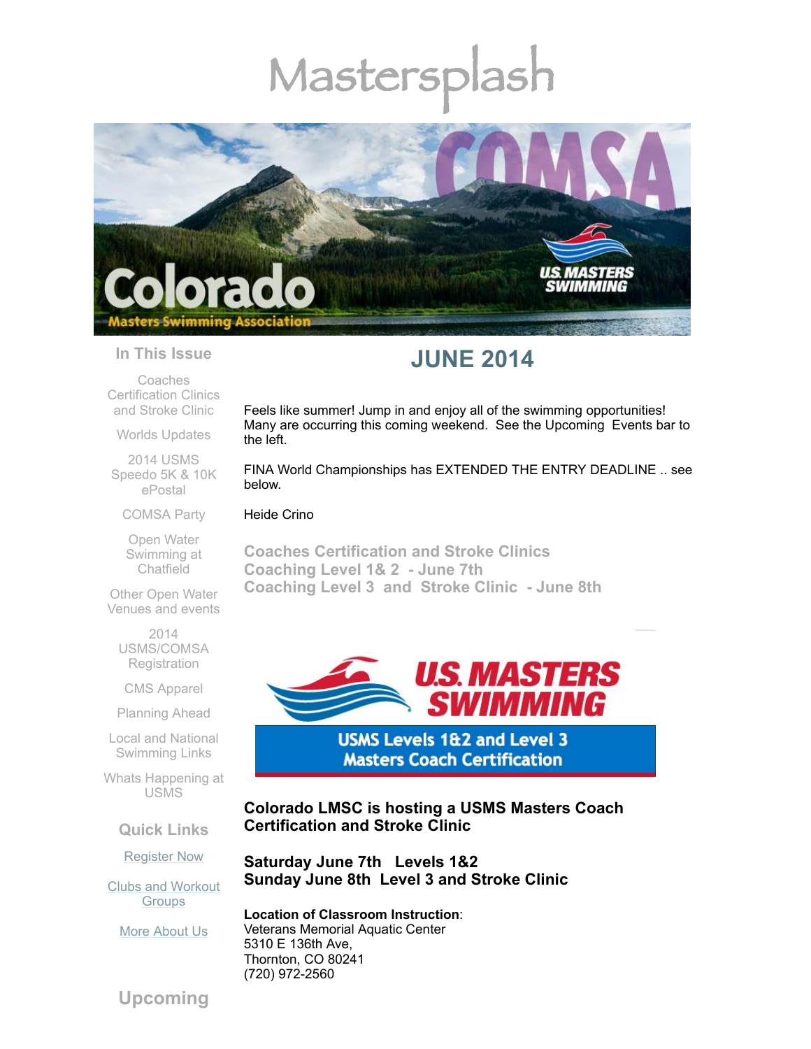# Mastersplash

Colorado Masters Swimming Association

COMSA

U.S. MASTERS SWIMMING

### In This Issue

Coaches Certification Clinics and Stroke Clinic

Worlds Updates

2014 USMS Speedo 5K & 10K ePostal

COMSA Party

Open Water Swimming at Chatfield

Other Open Water Venues and events

2014 USMS/COMSA Registration

CMS Apparel

Planning Ahead

Local and National Swimming Links

Whats Happening at USMS

### Quick Links

Register Now

Clubs and Workout Groups

More About Us

### Upcoming

## JUNE 2014

Feels like summer! Jump in and enjoy all of the swimming opportunities! Many are occurring this coming weekend. See the Upcoming Events bar to the left.

FINA World Championships has EXTENDED THE ENTRY DEADLINE .. see below.

Heide Crino

### Coaches Certification and Stroke Clinics
### Coaching Level 1& 2 - June 7th
### Coaching Level 3 and Stroke Clinic - June 8th

U.S. MASTERS SWIMMING

USMS Levels 1&2 and Level 3 Masters Coach Certification

**Colorado LMSC is hosting a USMS Masters Coach Certification and Stroke Clinic**

**Saturday June 7th Levels 1&2**
**Sunday June 8th Level 3 and Stroke Clinic**

**Location of Classroom Instruction**:
Veterans Memorial Aquatic Center
5310 E 136th Ave,
Thornton, CO 80241
(720) 972-2560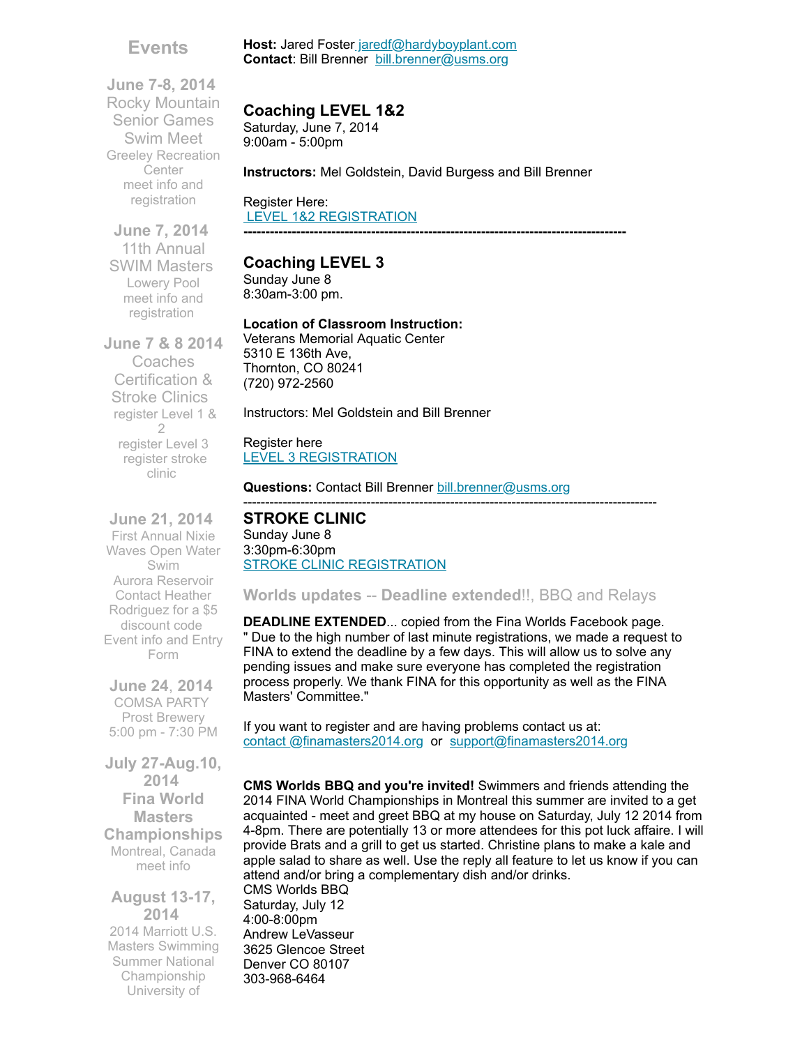## Events

**June 7-8, 2014**
Rocky Mountain Senior Games Swim Meet
Greeley Recreation Center
meet info and registration

**June 7, 2014**
11th Annual SWIM Masters
Lowery Pool
meet info and registration

**June 7 & 8 2014**
Coaches Certification & Stroke Clinics
register Level 1 & 2
register Level 3
register stroke clinic

**June 21, 2014**
First Annual Nixie Waves Open Water Swim
Aurora Reservoir
Contact Heather Rodriguez for a $5 discount code
Event info and Entry Form

**June 24, 2014**
COMSA PARTY
Prost Brewery
5:00 pm - 7:30 PM

**July 27-Aug.10, 2014**
**Fina World Masters Championships**
Montreal, Canada
meet info

**August 13-17, 2014**
2014 Marriott U.S. Masters Swimming Summer National Championship
University of

---

**Host:** Jared Foster jaredf@hardyboyplant.com
**Contact**: Bill Brenner bill.brenner@usms.org

### Coaching LEVEL 1&2

Saturday, June 7, 2014
9:00am - 5:00pm

**Instructors:** Mel Goldstein, David Burgess and Bill Brenner

Register Here:
LEVEL 1&2 REGISTRATION

---

### Coaching LEVEL 3

Sunday June 8
8:30am-3:00 pm.

**Location of Classroom Instruction:**
Veterans Memorial Aquatic Center
5310 E 136th Ave,
Thornton, CO 80241
(720) 972-2560

Instructors: Mel Goldstein and Bill Brenner

Register here
LEVEL 3 REGISTRATION

**Questions:** Contact Bill Brenner bill.brenner@usms.org

---

### STROKE CLINIC

Sunday June 8
3:30pm-6:30pm
STROKE CLINIC REGISTRATION

### Worlds updates -- Deadline extended!!, BBQ and Relays

**DEADLINE EXTENDED**... copied from the Fina Worlds Facebook page. " Due to the high number of last minute registrations, we made a request to FINA to extend the deadline by a few days. This will allow us to solve any pending issues and make sure everyone has completed the registration process properly. We thank FINA for this opportunity as well as the FINA Masters' Committee."

If you want to register and are having problems contact us at: contact @finamasters2014.org or support@finamasters2014.org

**CMS Worlds BBQ and you're invited!** Swimmers and friends attending the 2014 FINA World Championships in Montreal this summer are invited to a get acquainted - meet and greet BBQ at my house on Saturday, July 12 2014 from 4-8pm. There are potentially 13 or more attendees for this pot luck affaire. I will provide Brats and a grill to get us started. Christine plans to make a kale and apple salad to share as well. Use the reply all feature to let us know if you can attend and/or bring a complementary dish and/or drinks.
CMS Worlds BBQ
Saturday, July 12
4:00-8:00pm
Andrew LeVasseur
3625 Glencoe Street
Denver CO 80107
303-968-6464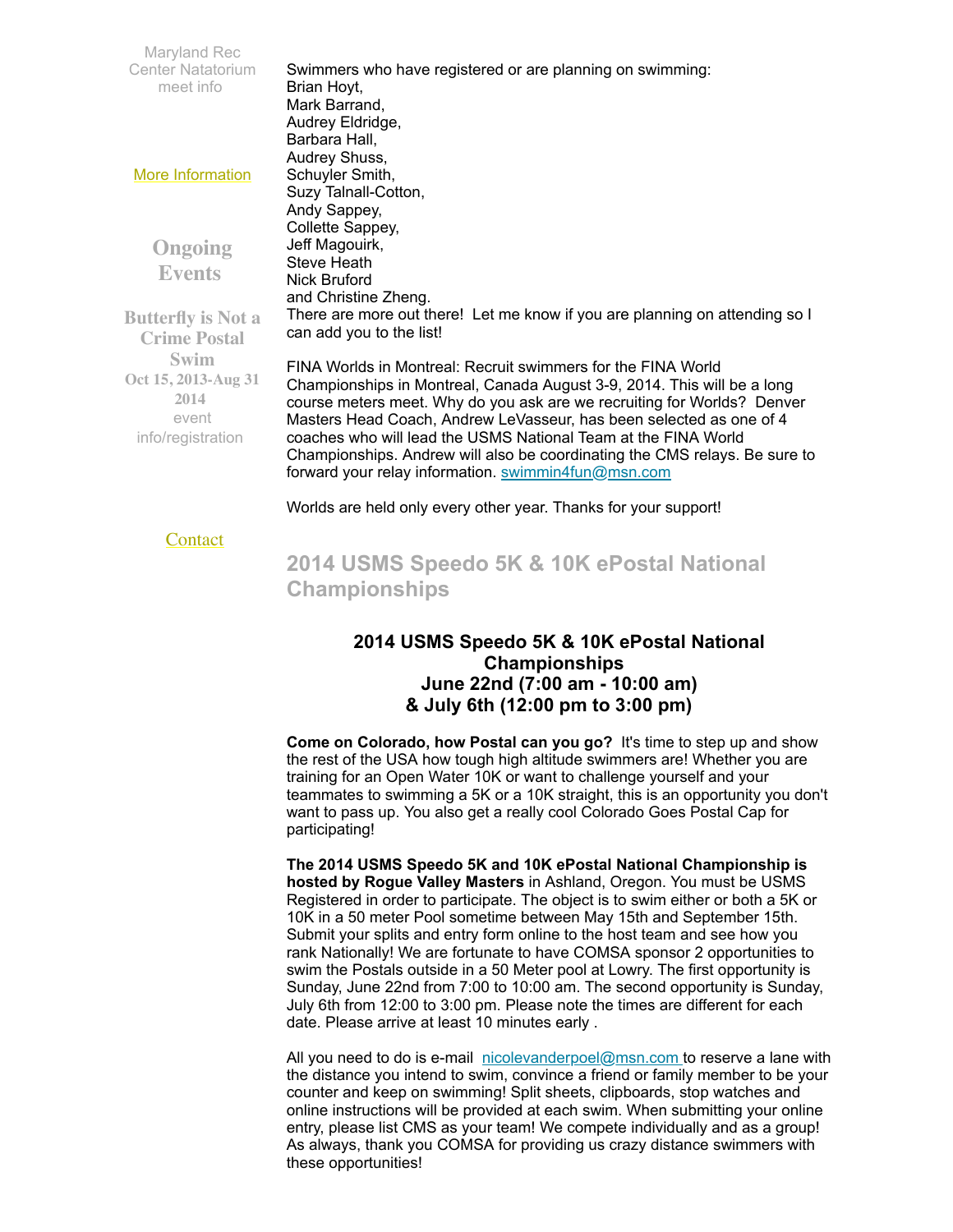Maryland Rec Center Natatorium meet info

More Information

## Ongoing Events

**Butterfly is Not a Crime Postal Swim**
**Oct 15, 2013-Aug 31 2014**
event info/registration

Contact

Swimmers who have registered or are planning on swimming:
Brian Hoyt,
Mark Barrand,
Audrey Eldridge,
Barbara Hall,
Audrey Shuss,
Schuyler Smith,
Suzy Talnall-Cotton,
Andy Sappey,
Collette Sappey,
Jeff Magouirk,
Steve Heath
Nick Bruford
and Christine Zheng.
There are more out there! Let me know if you are planning on attending so I can add you to the list!

FINA Worlds in Montreal: Recruit swimmers for the FINA World Championships in Montreal, Canada August 3-9, 2014. This will be a long course meters meet. Why do you ask are we recruiting for Worlds? Denver Masters Head Coach, Andrew LeVasseur, has been selected as one of 4 coaches who will lead the USMS National Team at the FINA World Championships. Andrew will also be coordinating the CMS relays. Be sure to forward your relay information. swimmin4fun@msn.com

Worlds are held only every other year. Thanks for your support!

## 2014 USMS Speedo 5K & 10K ePostal National Championships

### 2014 USMS Speedo 5K & 10K ePostal National Championships
### June 22nd (7:00 am - 10:00 am)
### & July 6th (12:00 pm to 3:00 pm)

**Come on Colorado, how Postal can you go?** It's time to step up and show the rest of the USA how tough high altitude swimmers are! Whether you are training for an Open Water 10K or want to challenge yourself and your teammates to swimming a 5K or a 10K straight, this is an opportunity you don't want to pass up. You also get a really cool Colorado Goes Postal Cap for participating!

**The 2014 USMS Speedo 5K and 10K ePostal National Championship is hosted by Rogue Valley Masters** in Ashland, Oregon. You must be USMS Registered in order to participate. The object is to swim either or both a 5K or 10K in a 50 meter Pool sometime between May 15th and September 15th. Submit your splits and entry form online to the host team and see how you rank Nationally! We are fortunate to have COMSA sponsor 2 opportunities to swim the Postals outside in a 50 Meter pool at Lowry. The first opportunity is Sunday, June 22nd from 7:00 to 10:00 am. The second opportunity is Sunday, July 6th from 12:00 to 3:00 pm. Please note the times are different for each date. Please arrive at least 10 minutes early .

All you need to do is e-mail nicolevanderpoel@msn.com to reserve a lane with the distance you intend to swim, convince a friend or family member to be your counter and keep on swimming! Split sheets, clipboards, stop watches and online instructions will be provided at each swim. When submitting your online entry, please list CMS as your team! We compete individually and as a group! As always, thank you COMSA for providing us crazy distance swimmers with these opportunities!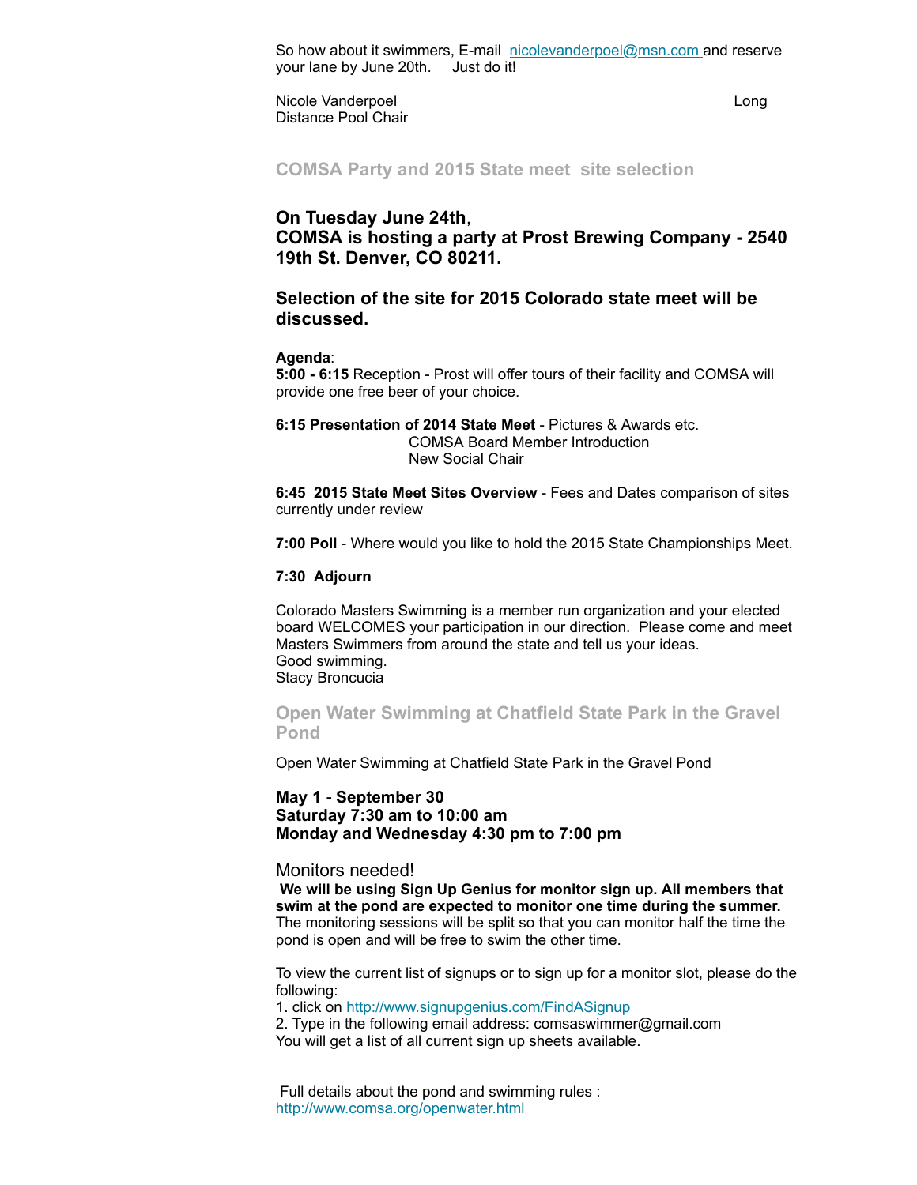So how about it swimmers, E-mail [nicolevanderpoel@msn.com](mailto:nicolevanderpoel@msn.com) and reserve your lane by June 20th. Just do it!

Nicole Vanderpoel Long Distance Pool Chair

## COMSA Party and 2015 State meet site selection

### On Tuesday June 24th, COMSA is hosting a party at Prost Brewing Company - 2540 19th St. Denver, CO 80211.

### Selection of the site for 2015 Colorado state meet will be discussed.

**Agenda**:
**5:00 - 6:15** Reception - Prost will offer tours of their facility and COMSA will provide one free beer of your choice.

**6:15 Presentation of 2014 State Meet** - Pictures & Awards etc.
COMSA Board Member Introduction
New Social Chair

**6:45 2015 State Meet Sites Overview** - Fees and Dates comparison of sites currently under review

**7:00 Poll** - Where would you like to hold the 2015 State Championships Meet.

**7:30 Adjourn**

Colorado Masters Swimming is a member run organization and your elected board WELCOMES your participation in our direction. Please come and meet Masters Swimmers from around the state and tell us your ideas.
Good swimming.
Stacy Broncucia

## Open Water Swimming at Chatfield State Park in the Gravel Pond

Open Water Swimming at Chatfield State Park in the Gravel Pond

**May 1 - September 30**
**Saturday 7:30 am to 10:00 am**
**Monday and Wednesday 4:30 pm to 7:00 pm**

Monitors needed!
**We will be using Sign Up Genius for monitor sign up. All members that swim at the pond are expected to monitor one time during the summer.** The monitoring sessions will be split so that you can monitor half the time the pond is open and will be free to swim the other time.

To view the current list of signups or to sign up for a monitor slot, please do the following:
1. click on [http://www.signupgenius.com/FindASignup](http://www.signupgenius.com/FindASignup)
2. Type in the following email address: comsaswimmer@gmail.com
You will get a list of all current sign up sheets available.

Full details about the pond and swimming rules :
[http://www.comsa.org/openwater.html](http://www.comsa.org/openwater.html)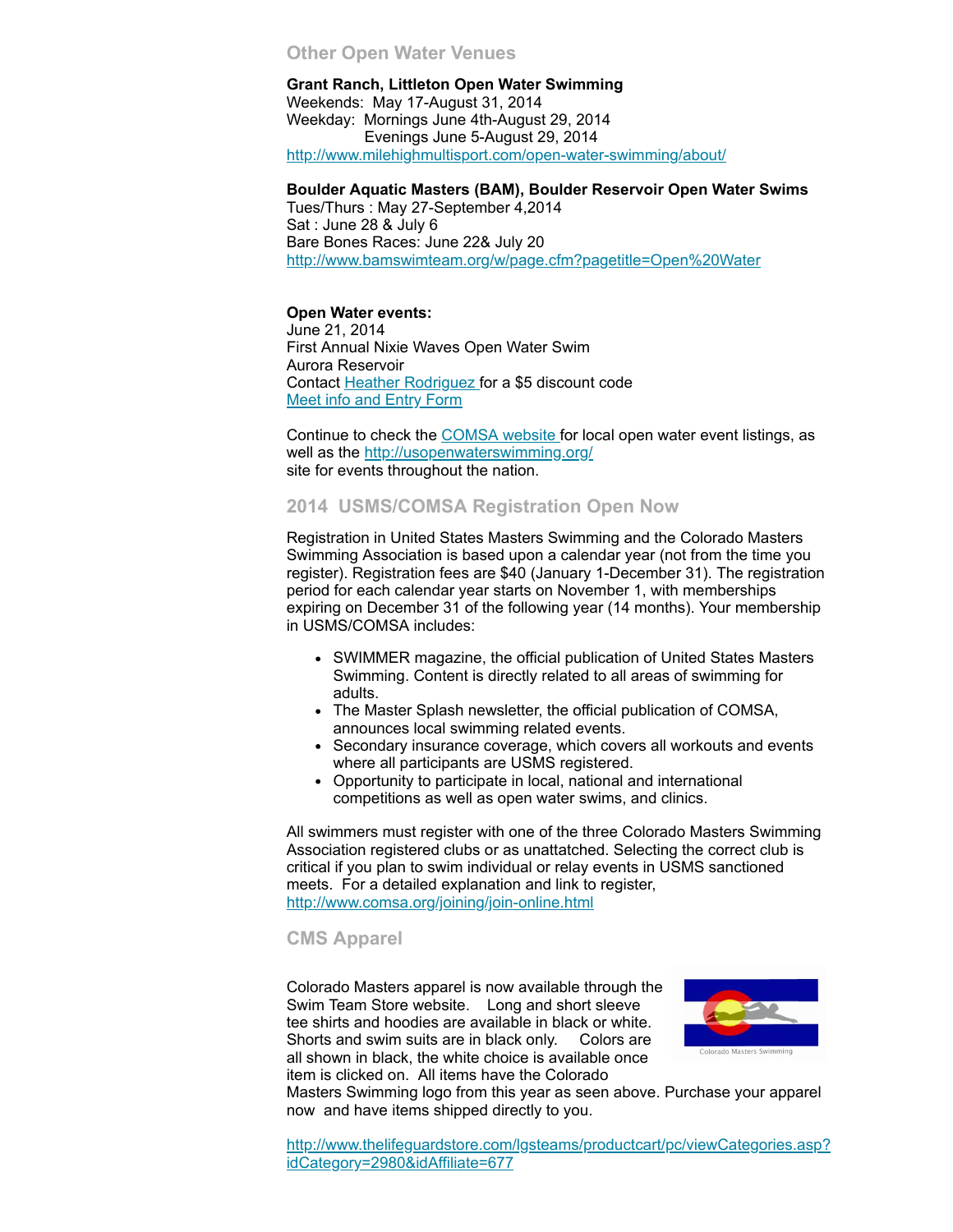## Other Open Water Venues

**Grant Ranch, Littleton Open Water Swimming**
Weekends: May 17-August 31, 2014
Weekday: Mornings June 4th-August 29, 2014
Evenings June 5-August 29, 2014
http://www.milehighmultisport.com/open-water-swimming/about/

**Boulder Aquatic Masters (BAM), Boulder Reservoir Open Water Swims**
Tues/Thurs : May 27-September 4,2014
Sat : June 28 & July 6
Bare Bones Races: June 22& July 20
http://www.bamswimteam.org/w/page.cfm?pagetitle=Open%20Water

**Open Water events:**
June 21, 2014
First Annual Nixie Waves Open Water Swim
Aurora Reservoir
Contact Heather Rodriguez for a $5 discount code
Meet info and Entry Form

Continue to check the COMSA website for local open water event listings, as well as the http://usopenwaterswimming.org/ site for events throughout the nation.

## 2014 USMS/COMSA Registration Open Now

Registration in United States Masters Swimming and the Colorado Masters Swimming Association is based upon a calendar year (not from the time you register). Registration fees are $40 (January 1-December 31). The registration period for each calendar year starts on November 1, with memberships expiring on December 31 of the following year (14 months). Your membership in USMS/COMSA includes:

- SWIMMER magazine, the official publication of United States Masters Swimming. Content is directly related to all areas of swimming for adults.
- The Master Splash newsletter, the official publication of COMSA, announces local swimming related events.
- Secondary insurance coverage, which covers all workouts and events where all participants are USMS registered.
- Opportunity to participate in local, national and international competitions as well as open water swims, and clinics.

All swimmers must register with one of the three Colorado Masters Swimming Association registered clubs or as unattatched. Selecting the correct club is critical if you plan to swim individual or relay events in USMS sanctioned meets. For a detailed explanation and link to register, http://www.comsa.org/joining/join-online.html

## CMS Apparel

Colorado Masters apparel is now available through the Swim Team Store website. Long and short sleeve tee shirts and hoodies are available in black or white. Shorts and swim suits are in black only. Colors are all shown in black, the white choice is available once item is clicked on. All items have the Colorado Masters Swimming logo from this year as seen above. Purchase your apparel now and have items shipped directly to you.

Colorado Masters Swimming

http://www.thelifeguardstore.com/lgsteams/productcart/pc/viewCategories.asp?idCategory=2980&idAffiliate=677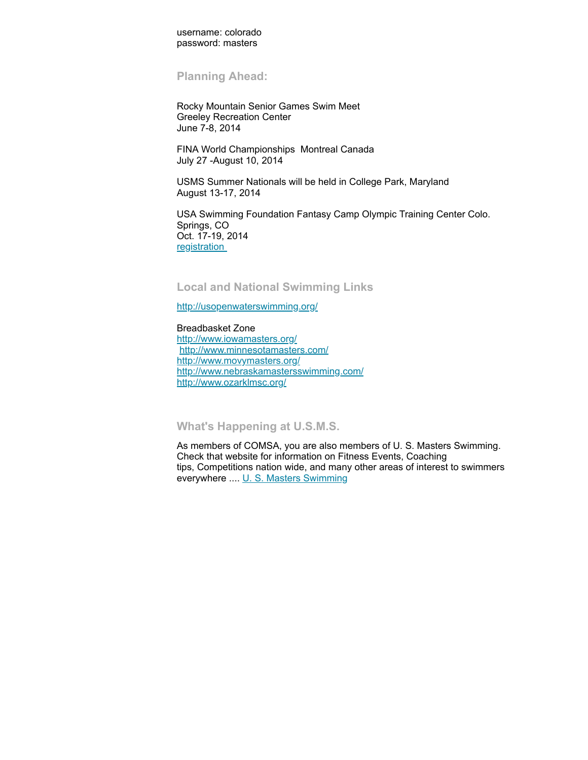username: colorado
password: masters

## Planning Ahead:

Rocky Mountain Senior Games Swim Meet
Greeley Recreation Center
June 7-8, 2014

FINA World Championships  Montreal Canada
July 27 -August 10, 2014

USMS Summer Nationals will be held in College Park, Maryland
August 13-17, 2014

USA Swimming Foundation Fantasy Camp Olympic Training Center Colo. Springs, CO
Oct. 17-19, 2014
registration

## Local and National Swimming Links

http://usopenwaterswimming.org/

Breadbasket Zone
http://www.iowamasters.org/
http://www.minnesotamasters.com/
http://www.movymasters.org/
http://www.nebraskamastersswimming.com/
http://www.ozarklmsc.org/

## What's Happening at U.S.M.S.

As members of COMSA, you are also members of U. S. Masters Swimming. Check that website for information on Fitness Events, Coaching tips, Competitions nation wide, and many other areas of interest to swimmers everywhere .... U. S. Masters Swimming